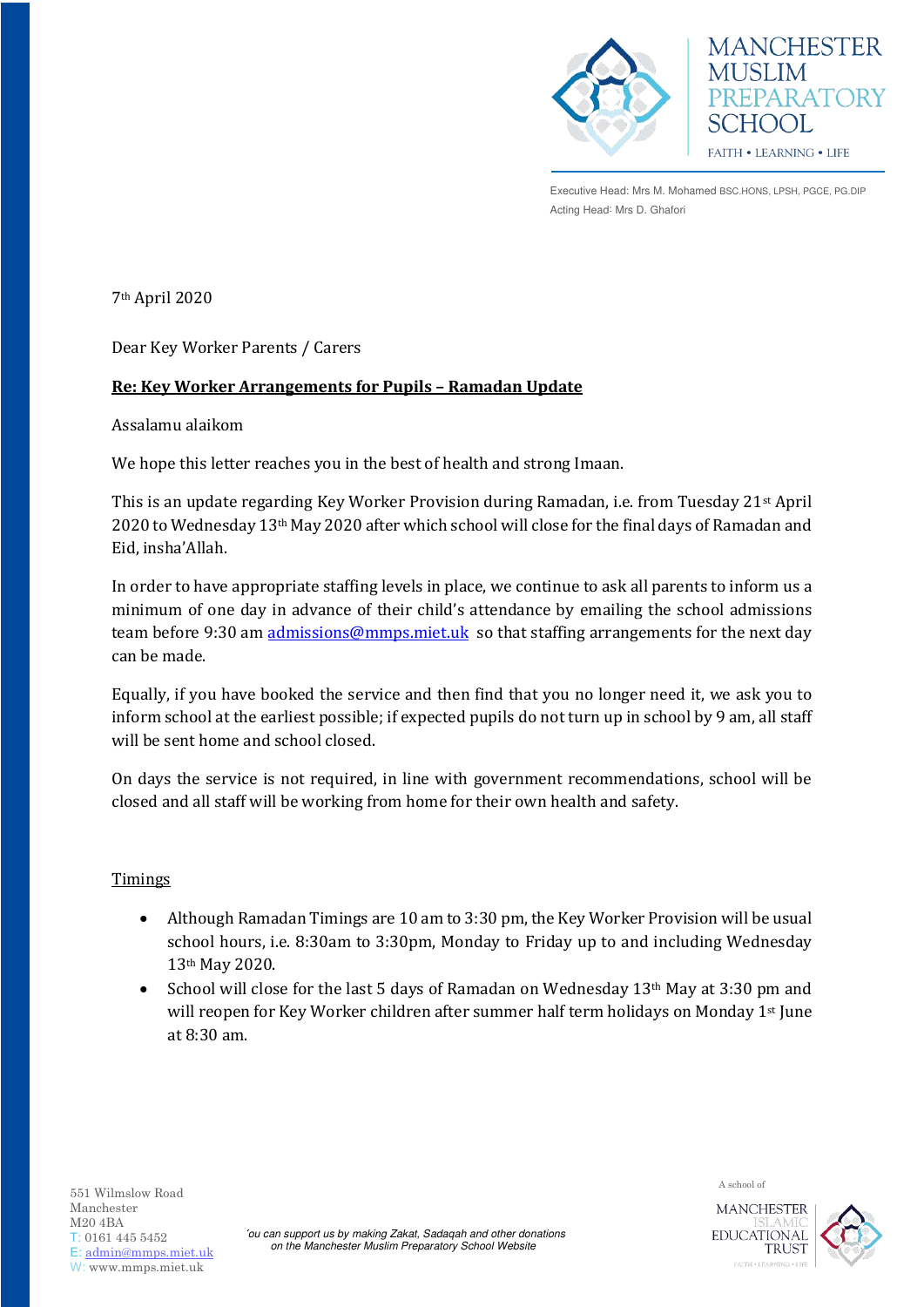MANCHESTER MUSLIM PREPARATORY SCHOOL

FAITH • LEARNING • LIFE

Executive Head: Mrs M. Mohamed BSC.HONS, LPSH, PGCE, PG.DIP
Acting Head: Mrs D. Ghafori

7th April 2020

Dear Key Worker Parents / Carers

**Re: Key Worker Arrangements for Pupils – Ramadan Update**

Assalamu alaikom

We hope this letter reaches you in the best of health and strong Imaan.

This is an update regarding Key Worker Provision during Ramadan, i.e. from Tuesday 21st April 2020 to Wednesday 13th May 2020 after which school will close for the final days of Ramadan and Eid, insha'Allah.

In order to have appropriate staffing levels in place, we continue to ask all parents to inform us a minimum of one day in advance of their child's attendance by emailing the school admissions team before 9:30 am admissions@mmps.miet.uk so that staffing arrangements for the next day can be made.

Equally, if you have booked the service and then find that you no longer need it, we ask you to inform school at the earliest possible; if expected pupils do not turn up in school by 9 am, all staff will be sent home and school closed.

On days the service is not required, in line with government recommendations, school will be closed and all staff will be working from home for their own health and safety.

Timings

- Although Ramadan Timings are 10 am to 3:30 pm, the Key Worker Provision will be usual school hours, i.e. 8:30am to 3:30pm, Monday to Friday up to and including Wednesday 13th May 2020.
- School will close for the last 5 days of Ramadan on Wednesday 13th May at 3:30 pm and will reopen for Key Worker children after summer half term holidays on Monday 1st June at 8:30 am.

551 Wilmslow Road
Manchester
M20 4BA
T: 0161 445 5452
E: admin@mmps.miet.uk
W: www.mmps.miet.uk

*You can support us by making Zakat, Sadaqah and other donations on the Manchester Muslim Preparatory School Website*

A school of MANCHESTER ISLAMIC EDUCATIONAL TRUST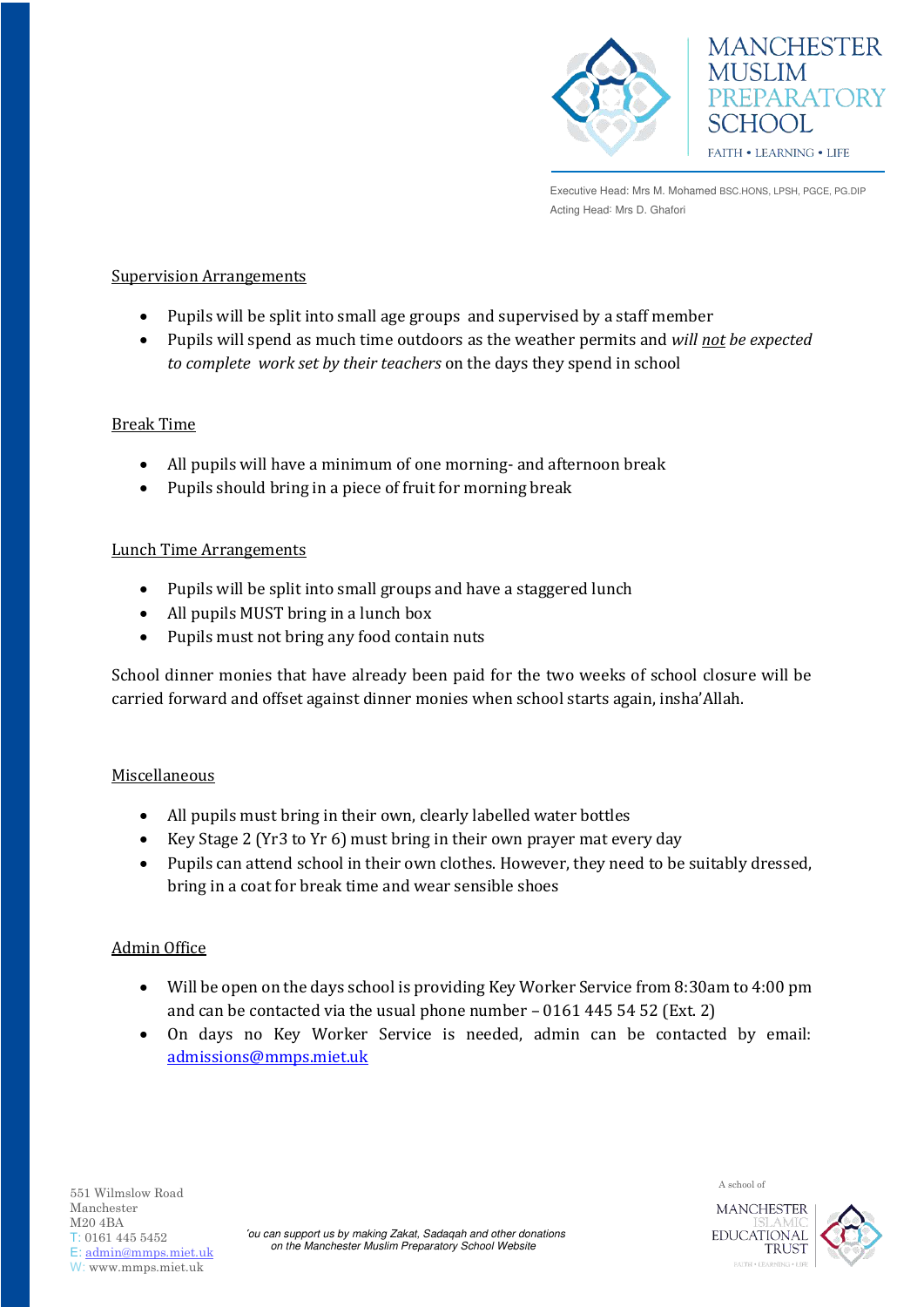## Supervision Arrangements

- Pupils will be split into small age groups and supervised by a staff member
- Pupils will spend as much time outdoors as the weather permits and *will not be expected to complete work set by their teachers* on the days they spend in school

## Break Time

- All pupils will have a minimum of one morning- and afternoon break
- Pupils should bring in a piece of fruit for morning break

## Lunch Time Arrangements

- Pupils will be split into small groups and have a staggered lunch
- All pupils MUST bring in a lunch box
- Pupils must not bring any food contain nuts

School dinner monies that have already been paid for the two weeks of school closure will be carried forward and offset against dinner monies when school starts again, insha'Allah.

## Miscellaneous

- All pupils must bring in their own, clearly labelled water bottles
- Key Stage 2 (Yr3 to Yr 6) must bring in their own prayer mat every day
- Pupils can attend school in their own clothes. However, they need to be suitably dressed, bring in a coat for break time and wear sensible shoes

## Admin Office

- Will be open on the days school is providing Key Worker Service from 8:30am to 4:00 pm and can be contacted via the usual phone number – 0161 445 54 52 (Ext. 2)
- On days no Key Worker Service is needed, admin can be contacted by email: admissions@mmps.miet.uk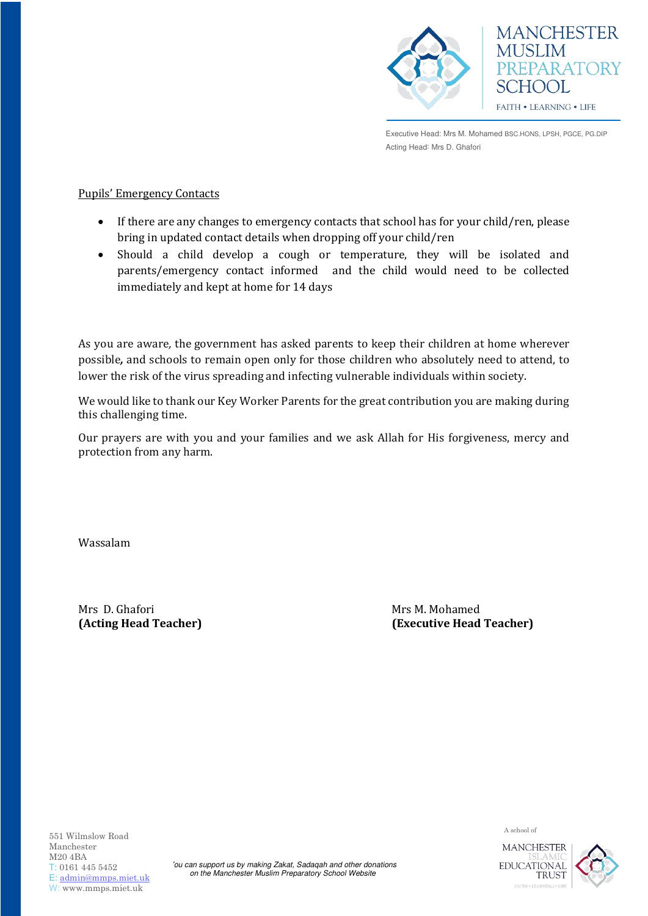Executive Head: Mrs M. Mohamed BSC.HONS, LPSH, PGCE, PG.DIP
Acting Head: Mrs D. Ghafori

Pupils' Emergency Contacts

- If there are any changes to emergency contacts that school has for your child/ren, please bring in updated contact details when dropping off your child/ren
- Should a child develop a cough or temperature, they will be isolated and parents/emergency contact informed and the child would need to be collected immediately and kept at home for 14 days

As you are aware, the government has asked parents to keep their children at home wherever possible, and schools to remain open only for those children who absolutely need to attend, to lower the risk of the virus spreading and infecting vulnerable individuals within society.

We would like to thank our Key Worker Parents for the great contribution you are making during this challenging time.

Our prayers are with you and your families and we ask Allah for His forgiveness, mercy and protection from any harm.

Wassalam

Mrs D. Ghafori
**(Acting Head Teacher)**

Mrs M. Mohamed
**(Executive Head Teacher)**

551 Wilmslow Road
Manchester
M20 4BA
T: 0161 445 5452
E: admin@mmps.miet.uk
W: www.mmps.miet.uk

*'ou can support us by making Zakat, Sadaqah and other donations on the Manchester Muslim Preparatory School Website*

A school of
MANCHESTER ISLAMIC EDUCATIONAL TRUST